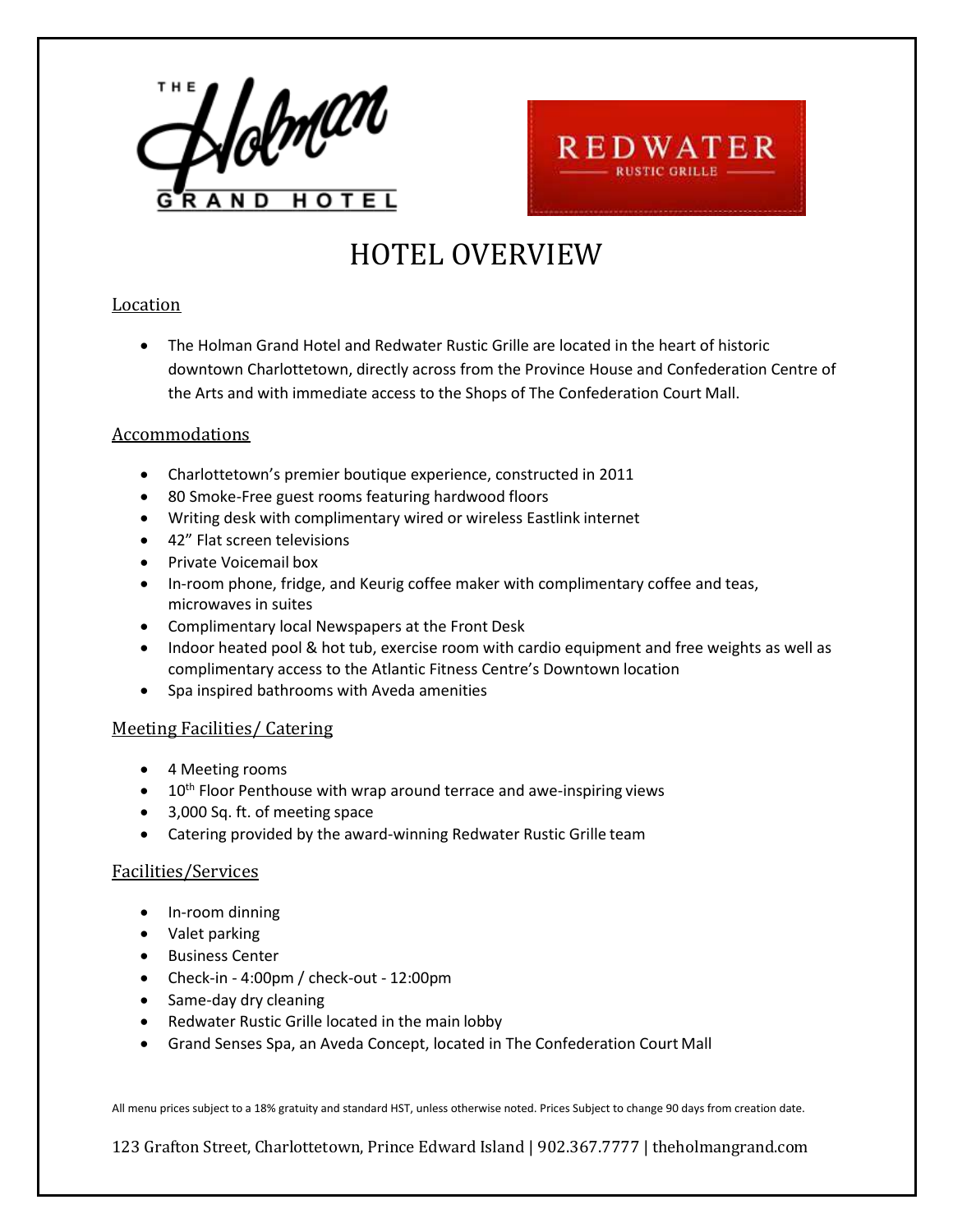THE Holman GRAND HOTEL

REDWATER RUSTIC GRILLE

# HOTEL OVERVIEW

## Location

- The Holman Grand Hotel and Redwater Rustic Grille are located in the heart of historic downtown Charlottetown, directly across from the Province House and Confederation Centre of the Arts and with immediate access to the Shops of The Confederation Court Mall.

## Accommodations

- Charlottetown's premier boutique experience, constructed in 2011
- 80 Smoke-Free guest rooms featuring hardwood floors
- Writing desk with complimentary wired or wireless Eastlink internet
- 42" Flat screen televisions
- Private Voicemail box
- In-room phone, fridge, and Keurig coffee maker with complimentary coffee and teas, microwaves in suites
- Complimentary local Newspapers at the Front Desk
- Indoor heated pool & hot tub, exercise room with cardio equipment and free weights as well as complimentary access to the Atlantic Fitness Centre's Downtown location
- Spa inspired bathrooms with Aveda amenities

## Meeting Facilities/ Catering

- 4 Meeting rooms
- 10th Floor Penthouse with wrap around terrace and awe-inspiring views
- 3,000 Sq. ft. of meeting space
- Catering provided by the award-winning Redwater Rustic Grille team

## Facilities/Services

- In-room dinning
- Valet parking
- Business Center
- Check-in - 4:00pm / check-out - 12:00pm
- Same-day dry cleaning
- Redwater Rustic Grille located in the main lobby
- Grand Senses Spa, an Aveda Concept, located in The Confederation Court Mall

All menu prices subject to a 18% gratuity and standard HST, unless otherwise noted. Prices Subject to change 90 days from creation date.

123 Grafton Street, Charlottetown, Prince Edward Island | 902.367.7777 | theholmangrand.com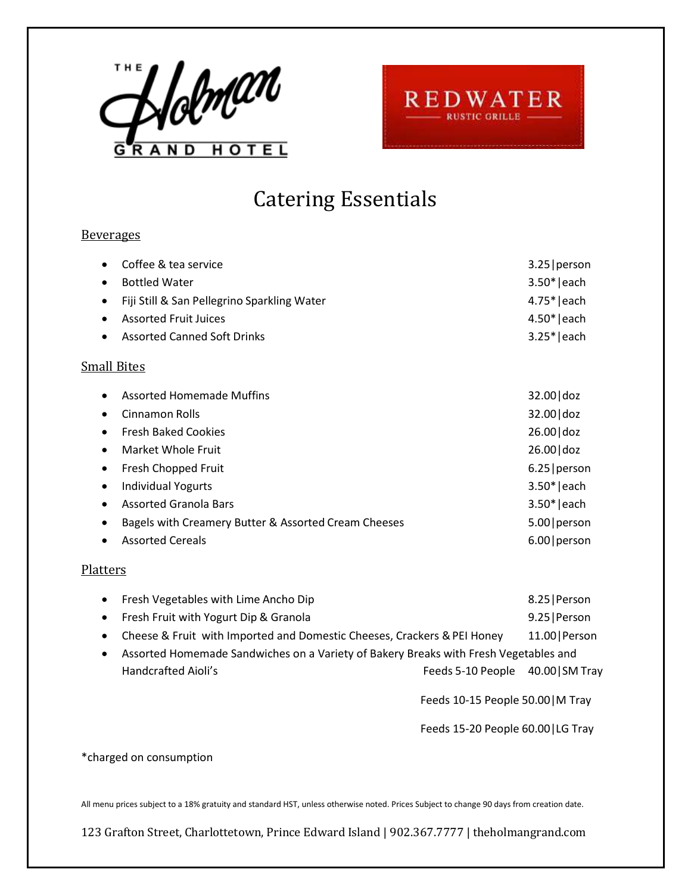THE Holman GRAND HOTEL

REDWATER RUSTIC GRILLE

# Catering Essentials

## Beverages

- Coffee & tea service — 3.25|person
- Bottled Water — 3.50*|each
- Fiji Still & San Pellegrino Sparkling Water — 4.75*|each
- Assorted Fruit Juices — 4.50*|each
- Assorted Canned Soft Drinks — 3.25*|each

## Small Bites

- Assorted Homemade Muffins — 32.00|doz
- Cinnamon Rolls — 32.00|doz
- Fresh Baked Cookies — 26.00|doz
- Market Whole Fruit — 26.00|doz
- Fresh Chopped Fruit — 6.25|person
- Individual Yogurts — 3.50*|each
- Assorted Granola Bars — 3.50*|each
- Bagels with Creamery Butter & Assorted Cream Cheeses — 5.00|person
- Assorted Cereals — 6.00|person

## Platters

- Fresh Vegetables with Lime Ancho Dip — 8.25|Person
- Fresh Fruit with Yogurt Dip & Granola — 9.25|Person
- Cheese & Fruit with Imported and Domestic Cheeses, Crackers & PEI Honey — 11.00|Person
- Assorted Homemade Sandwiches on a Variety of Bakery Breaks with Fresh Vegetables and Handcrafted Aioli's
  - Feeds 5-10 People — 40.00|SM Tray
  - Feeds 10-15 People — 50.00|M Tray
  - Feeds 15-20 People — 60.00|LG Tray

*charged on consumption

All menu prices subject to a 18% gratuity and standard HST, unless otherwise noted. Prices Subject to change 90 days from creation date.

123 Grafton Street, Charlottetown, Prince Edward Island | 902.367.7777 | theholmangrand.com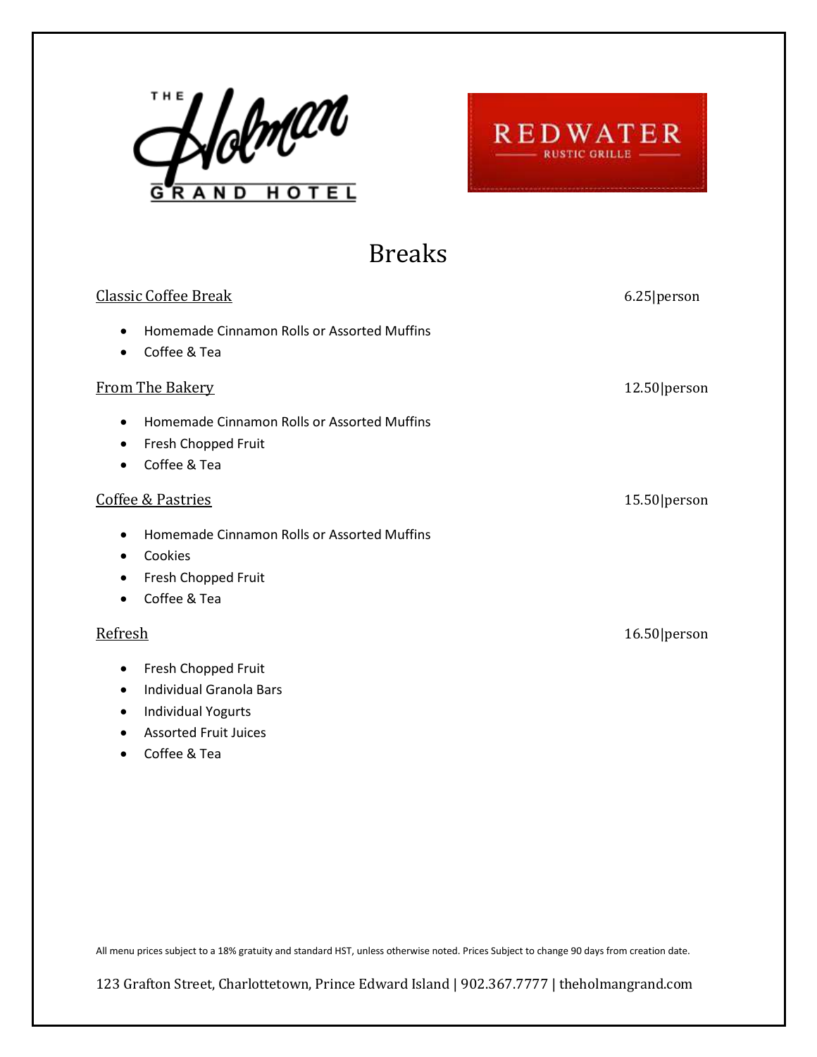# Breaks

## Classic Coffee Break 6.25|person

- Homemade Cinnamon Rolls or Assorted Muffins
- Coffee & Tea

## From The Bakery 12.50|person

- Homemade Cinnamon Rolls or Assorted Muffins
- Fresh Chopped Fruit
- Coffee & Tea

## Coffee & Pastries 15.50|person

- Homemade Cinnamon Rolls or Assorted Muffins
- Cookies
- Fresh Chopped Fruit
- Coffee & Tea

## Refresh 16.50|person

- Fresh Chopped Fruit
- Individual Granola Bars
- Individual Yogurts
- Assorted Fruit Juices
- Coffee & Tea

All menu prices subject to a 18% gratuity and standard HST, unless otherwise noted. Prices Subject to change 90 days from creation date.

123 Grafton Street, Charlottetown, Prince Edward Island | 902.367.7777 | theholmangrand.com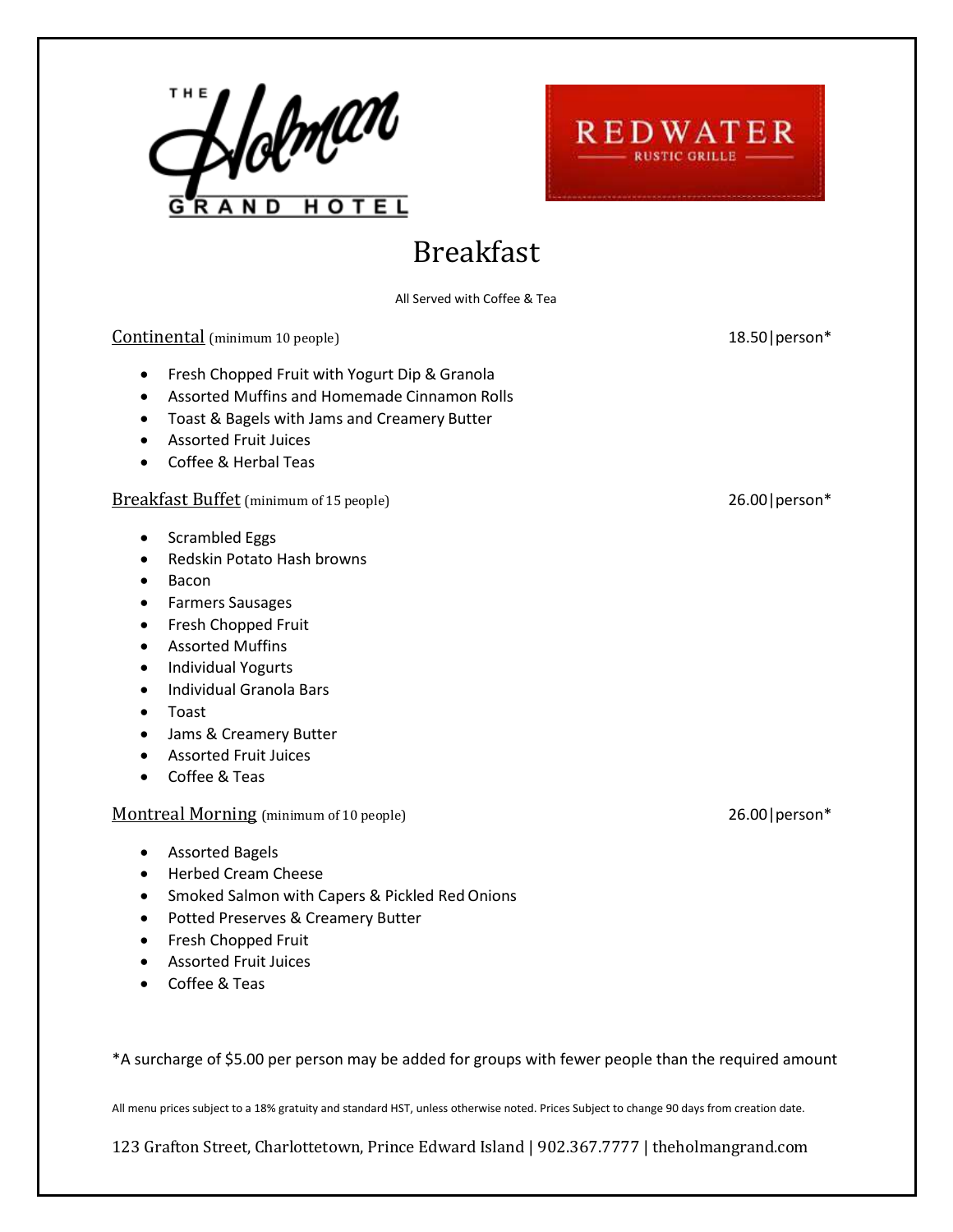THE Holman GRAND HOTEL

REDWATER RUSTIC GRILLE

# Breakfast

All Served with Coffee & Tea

## Continental (minimum 10 people) — 18.50|person*

- Fresh Chopped Fruit with Yogurt Dip & Granola
- Assorted Muffins and Homemade Cinnamon Rolls
- Toast & Bagels with Jams and Creamery Butter
- Assorted Fruit Juices
- Coffee & Herbal Teas

## Breakfast Buffet (minimum of 15 people) — 26.00|person*

- Scrambled Eggs
- Redskin Potato Hash browns
- Bacon
- Farmers Sausages
- Fresh Chopped Fruit
- Assorted Muffins
- Individual Yogurts
- Individual Granola Bars
- Toast
- Jams & Creamery Butter
- Assorted Fruit Juices
- Coffee & Teas

## Montreal Morning (minimum of 10 people) — 26.00|person*

- Assorted Bagels
- Herbed Cream Cheese
- Smoked Salmon with Capers & Pickled Red Onions
- Potted Preserves & Creamery Butter
- Fresh Chopped Fruit
- Assorted Fruit Juices
- Coffee & Teas

*A surcharge of $5.00 per person may be added for groups with fewer people than the required amount

All menu prices subject to a 18% gratuity and standard HST, unless otherwise noted. Prices Subject to change 90 days from creation date.

123 Grafton Street, Charlottetown, Prince Edward Island | 902.367.7777 | theholmangrand.com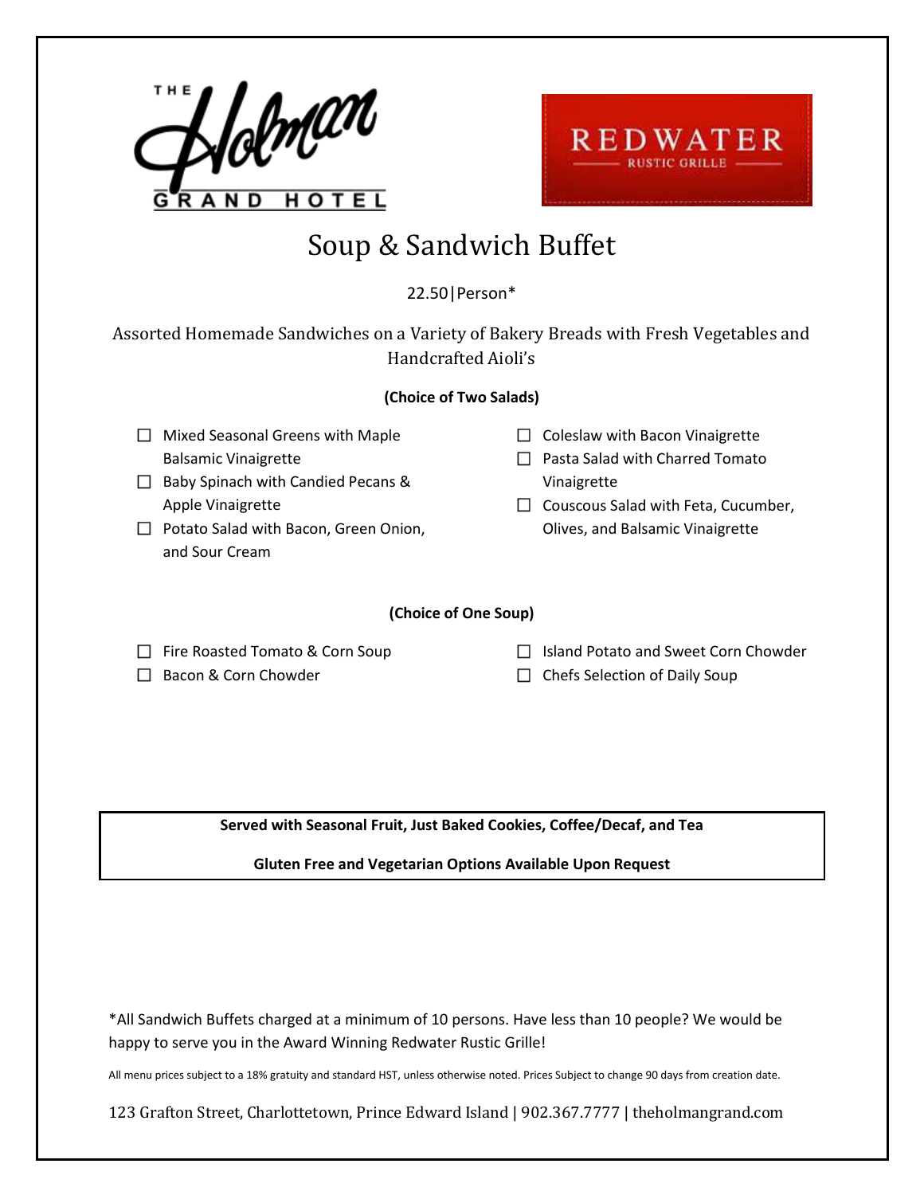THE Holman GRAND HOTEL

REDWATER RUSTIC GRILLE

# Soup & Sandwich Buffet

22.50|Person*

Assorted Homemade Sandwiches on a Variety of Bakery Breads with Fresh Vegetables and Handcrafted Aioli's

**(Choice of Two Salads)**

- ☐ Mixed Seasonal Greens with Maple Balsamic Vinaigrette
- ☐ Baby Spinach with Candied Pecans & Apple Vinaigrette
- ☐ Potato Salad with Bacon, Green Onion, and Sour Cream
- ☐ Coleslaw with Bacon Vinaigrette
- ☐ Pasta Salad with Charred Tomato Vinaigrette
- ☐ Couscous Salad with Feta, Cucumber, Olives, and Balsamic Vinaigrette

**(Choice of One Soup)**

- ☐ Fire Roasted Tomato & Corn Soup
- ☐ Bacon & Corn Chowder
- ☐ Island Potato and Sweet Corn Chowder
- ☐ Chefs Selection of Daily Soup

**Served with Seasonal Fruit, Just Baked Cookies, Coffee/Decaf, and Tea**

**Gluten Free and Vegetarian Options Available Upon Request**

*All Sandwich Buffets charged at a minimum of 10 persons. Have less than 10 people? We would be happy to serve you in the Award Winning Redwater Rustic Grille!

All menu prices subject to a 18% gratuity and standard HST, unless otherwise noted. Prices Subject to change 90 days from creation date.

123 Grafton Street, Charlottetown, Prince Edward Island | 902.367.7777 | theholmangrand.com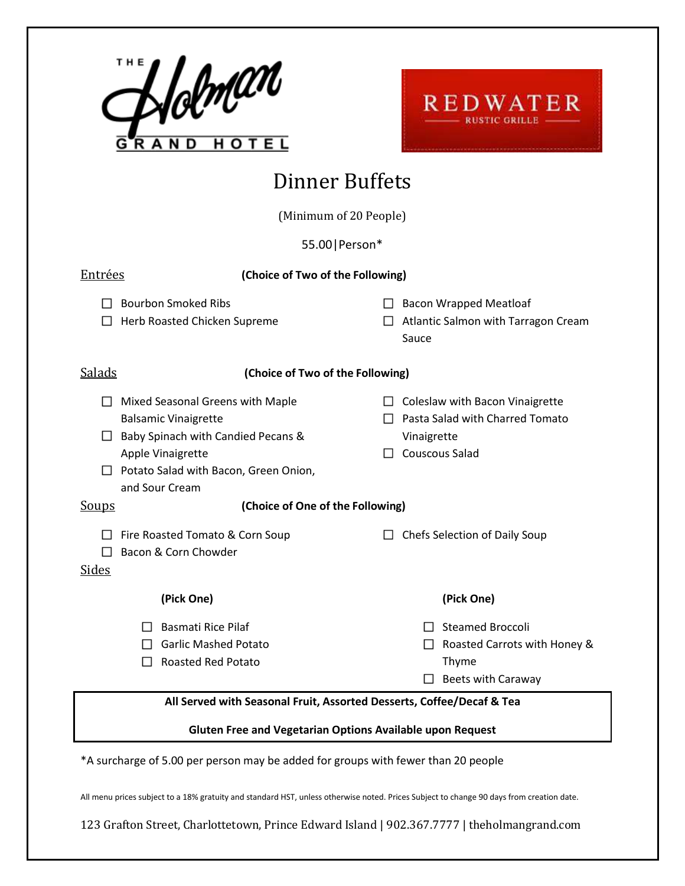THE Holman GRAND HOTEL

REDWATER RUSTIC GRILLE

# Dinner Buffets

(Minimum of 20 People)

55.00|Person*

## Entrées

**(Choice of Two of the Following)**

- ☐ Bourbon Smoked Ribs
- ☐ Herb Roasted Chicken Supreme
- ☐ Bacon Wrapped Meatloaf
- ☐ Atlantic Salmon with Tarragon Cream Sauce

## Salads

**(Choice of Two of the Following)**

- ☐ Mixed Seasonal Greens with Maple Balsamic Vinaigrette
- ☐ Baby Spinach with Candied Pecans & Apple Vinaigrette
- ☐ Potato Salad with Bacon, Green Onion, and Sour Cream
- ☐ Coleslaw with Bacon Vinaigrette
- ☐ Pasta Salad with Charred Tomato Vinaigrette
- ☐ Couscous Salad

## Soups

**(Choice of One of the Following)**

- ☐ Fire Roasted Tomato & Corn Soup
- ☐ Bacon & Corn Chowder
- ☐ Chefs Selection of Daily Soup

## Sides

**(Pick One)**

- ☐ Basmati Rice Pilaf
- ☐ Garlic Mashed Potato
- ☐ Roasted Red Potato

**(Pick One)**

- ☐ Steamed Broccoli
- ☐ Roasted Carrots with Honey & Thyme
- ☐ Beets with Caraway

**All Served with Seasonal Fruit, Assorted Desserts, Coffee/Decaf & Tea**

**Gluten Free and Vegetarian Options Available upon Request**

*A surcharge of 5.00 per person may be added for groups with fewer than 20 people

All menu prices subject to a 18% gratuity and standard HST, unless otherwise noted. Prices Subject to change 90 days from creation date.

123 Grafton Street, Charlottetown, Prince Edward Island | 902.367.7777 | theholmangrand.com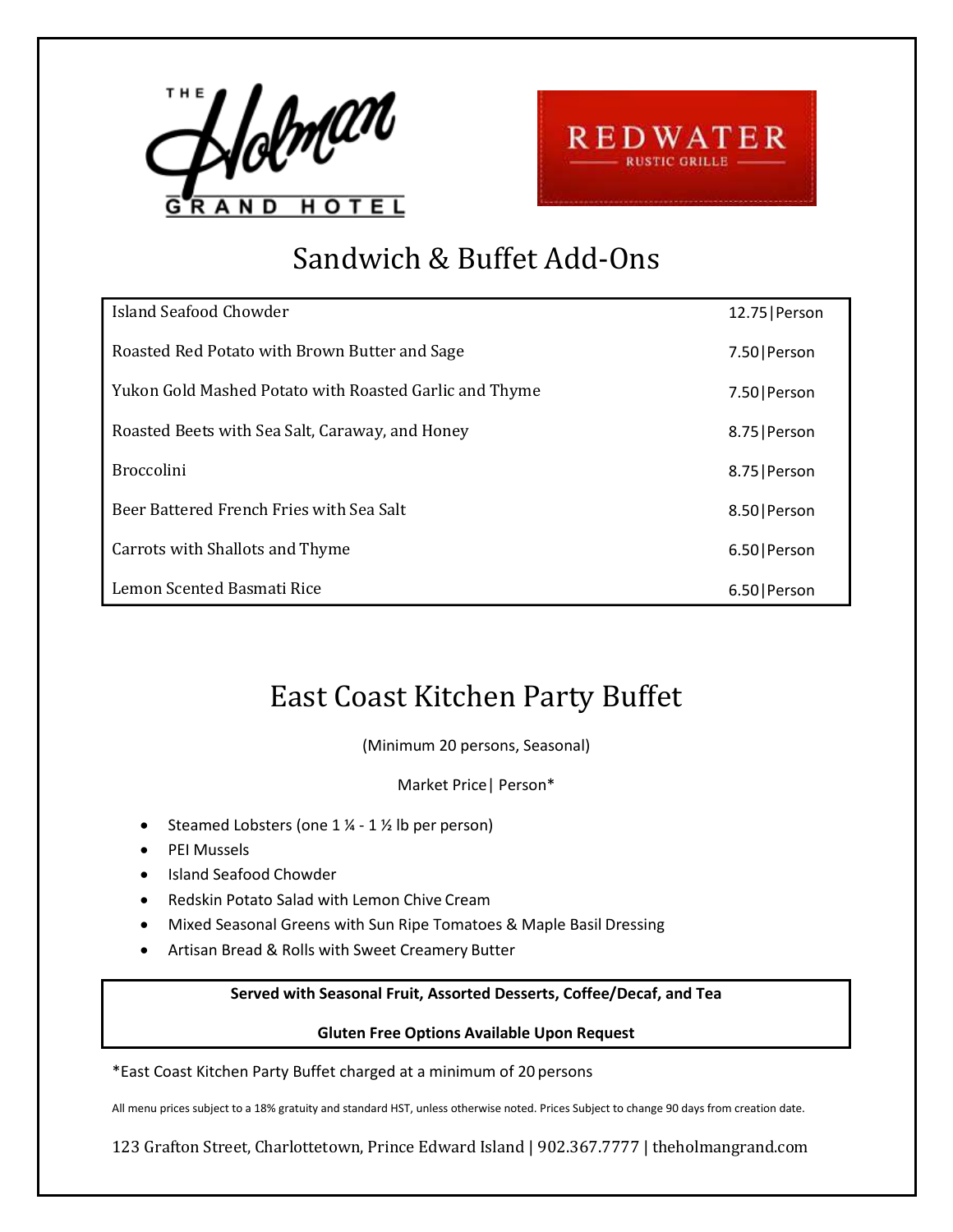# Sandwich & Buffet Add-Ons

| Item | Price |
|---|---|
| Island Seafood Chowder | 12.75\|Person |
| Roasted Red Potato with Brown Butter and Sage | 7.50\|Person |
| Yukon Gold Mashed Potato with Roasted Garlic and Thyme | 7.50\|Person |
| Roasted Beets with Sea Salt, Caraway, and Honey | 8.75\|Person |
| Broccolini | 8.75\|Person |
| Beer Battered French Fries with Sea Salt | 8.50\|Person |
| Carrots with Shallots and Thyme | 6.50\|Person |
| Lemon Scented Basmati Rice | 6.50\|Person |

# East Coast Kitchen Party Buffet

(Minimum 20 persons, Seasonal)

Market Price| Person*

- Steamed Lobsters (one 1 ¼ - 1 ½ lb per person)
- PEI Mussels
- Island Seafood Chowder
- Redskin Potato Salad with Lemon Chive Cream
- Mixed Seasonal Greens with Sun Ripe Tomatoes & Maple Basil Dressing
- Artisan Bread & Rolls with Sweet Creamery Butter

**Served with Seasonal Fruit, Assorted Desserts, Coffee/Decaf, and Tea**

**Gluten Free Options Available Upon Request**

*East Coast Kitchen Party Buffet charged at a minimum of 20 persons

All menu prices subject to a 18% gratuity and standard HST, unless otherwise noted. Prices Subject to change 90 days from creation date.

123 Grafton Street, Charlottetown, Prince Edward Island | 902.367.7777 | theholmangrand.com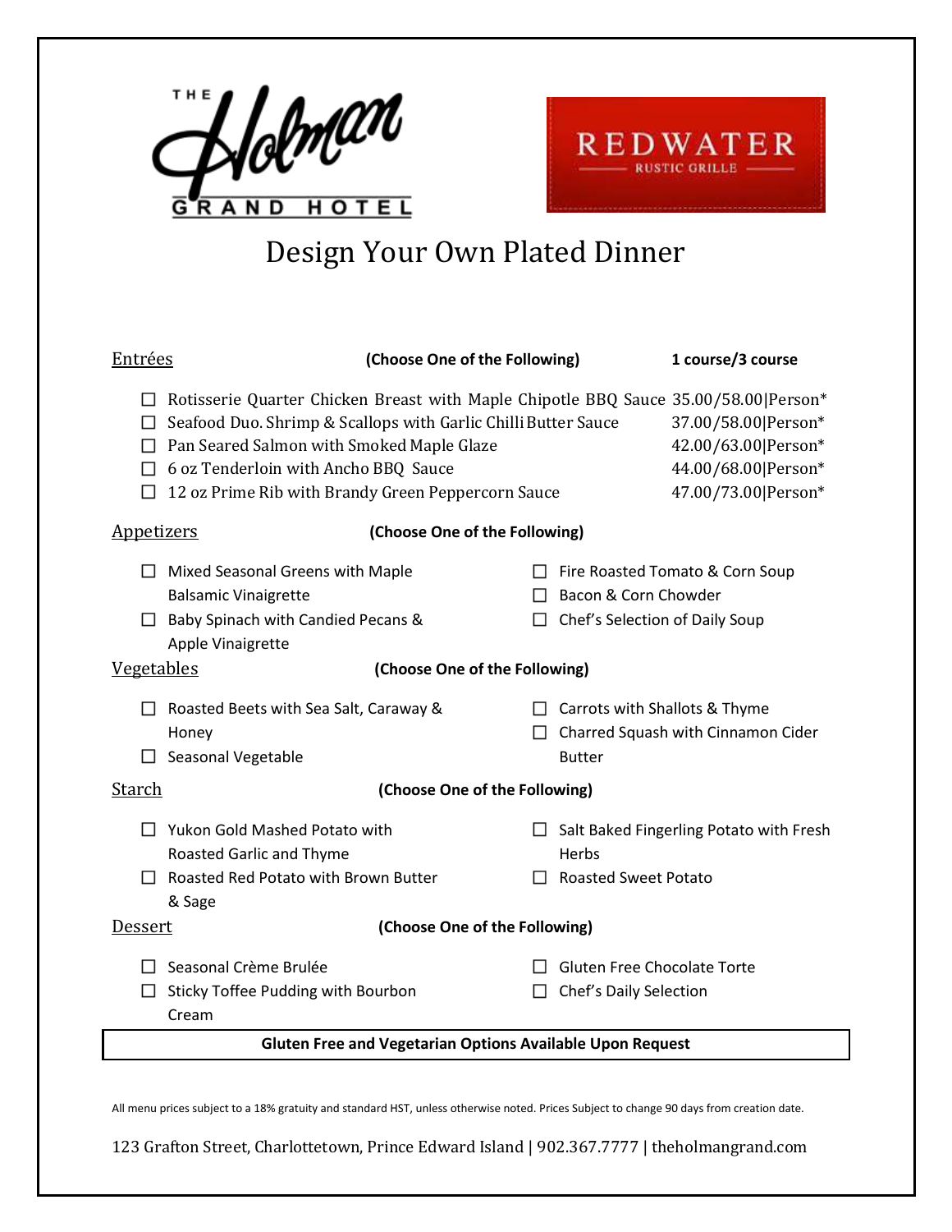THE Holman GRAND HOTEL

REDWATER RUSTIC GRILLE

# Design Your Own Plated Dinner

## Entrées

**(Choose One of the Following)** **1 course/3 course**

- ☐ Rotisserie Quarter Chicken Breast with Maple Chipotle BBQ Sauce 35.00/58.00|Person*
- ☐ Seafood Duo. Shrimp & Scallops with Garlic Chilli Butter Sauce 37.00/58.00|Person*
- ☐ Pan Seared Salmon with Smoked Maple Glaze 42.00/63.00|Person*
- ☐ 6 oz Tenderloin with Ancho BBQ Sauce 44.00/68.00|Person*
- ☐ 12 oz Prime Rib with Brandy Green Peppercorn Sauce 47.00/73.00|Person*

## Appetizers

**(Choose One of the Following)**

- ☐ Mixed Seasonal Greens with Maple Balsamic Vinaigrette
- ☐ Baby Spinach with Candied Pecans & Apple Vinaigrette
- ☐ Fire Roasted Tomato & Corn Soup
- ☐ Bacon & Corn Chowder
- ☐ Chef's Selection of Daily Soup

## Vegetables

**(Choose One of the Following)**

- ☐ Roasted Beets with Sea Salt, Caraway & Honey
- ☐ Seasonal Vegetable
- ☐ Carrots with Shallots & Thyme
- ☐ Charred Squash with Cinnamon Cider Butter

## Starch

**(Choose One of the Following)**

- ☐ Yukon Gold Mashed Potato with Roasted Garlic and Thyme
- ☐ Roasted Red Potato with Brown Butter & Sage
- ☐ Salt Baked Fingerling Potato with Fresh Herbs
- ☐ Roasted Sweet Potato

## Dessert

**(Choose One of the Following)**

- ☐ Seasonal Crème Brulée
- ☐ Sticky Toffee Pudding with Bourbon Cream
- ☐ Gluten Free Chocolate Torte
- ☐ Chef's Daily Selection

**Gluten Free and Vegetarian Options Available Upon Request**

All menu prices subject to a 18% gratuity and standard HST, unless otherwise noted. Prices Subject to change 90 days from creation date.

123 Grafton Street, Charlottetown, Prince Edward Island | 902.367.7777 | theholmangrand.com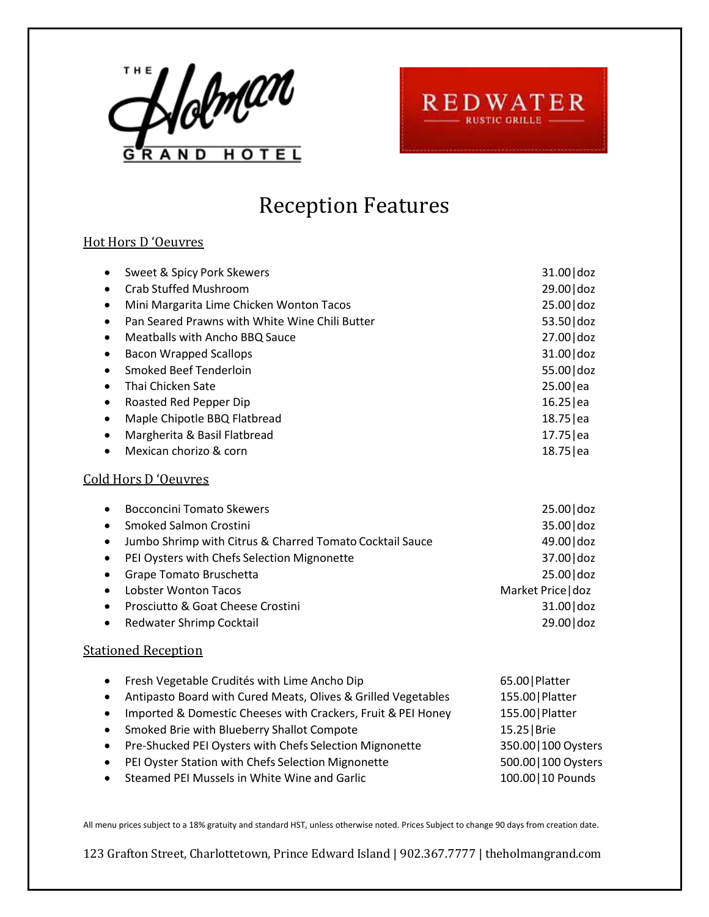THE Holman GRAND HOTEL

REDWATER RUSTIC GRILLE

# Reception Features

## Hot Hors D 'Oeuvres

- Sweet & Spicy Pork Skewers 31.00|doz
- Crab Stuffed Mushroom 29.00|doz
- Mini Margarita Lime Chicken Wonton Tacos 25.00|doz
- Pan Seared Prawns with White Wine Chili Butter 53.50|doz
- Meatballs with Ancho BBQ Sauce 27.00|doz
- Bacon Wrapped Scallops 31.00|doz
- Smoked Beef Tenderloin 55.00|doz
- Thai Chicken Sate 25.00|ea
- Roasted Red Pepper Dip 16.25|ea
- Maple Chipotle BBQ Flatbread 18.75|ea
- Margherita & Basil Flatbread 17.75|ea
- Mexican chorizo & corn 18.75|ea

## Cold Hors D 'Oeuvres

- Bocconcini Tomato Skewers 25.00|doz
- Smoked Salmon Crostini 35.00|doz
- Jumbo Shrimp with Citrus & Charred Tomato Cocktail Sauce 49.00|doz
- PEI Oysters with Chefs Selection Mignonette 37.00|doz
- Grape Tomato Bruschetta 25.00|doz
- Lobster Wonton Tacos Market Price|doz
- Prosciutto & Goat Cheese Crostini 31.00|doz
- Redwater Shrimp Cocktail 29.00|doz

## Stationed Reception

- Fresh Vegetable Crudités with Lime Ancho Dip 65.00|Platter
- Antipasto Board with Cured Meats, Olives & Grilled Vegetables 155.00|Platter
- Imported & Domestic Cheeses with Crackers, Fruit & PEI Honey 155.00|Platter
- Smoked Brie with Blueberry Shallot Compote 15.25|Brie
- Pre-Shucked PEI Oysters with Chefs Selection Mignonette 350.00|100 Oysters
- PEI Oyster Station with Chefs Selection Mignonette 500.00|100 Oysters
- Steamed PEI Mussels in White Wine and Garlic 100.00|10 Pounds

All menu prices subject to a 18% gratuity and standard HST, unless otherwise noted. Prices Subject to change 90 days from creation date.

123 Grafton Street, Charlottetown, Prince Edward Island | 902.367.7777 | theholmangrand.com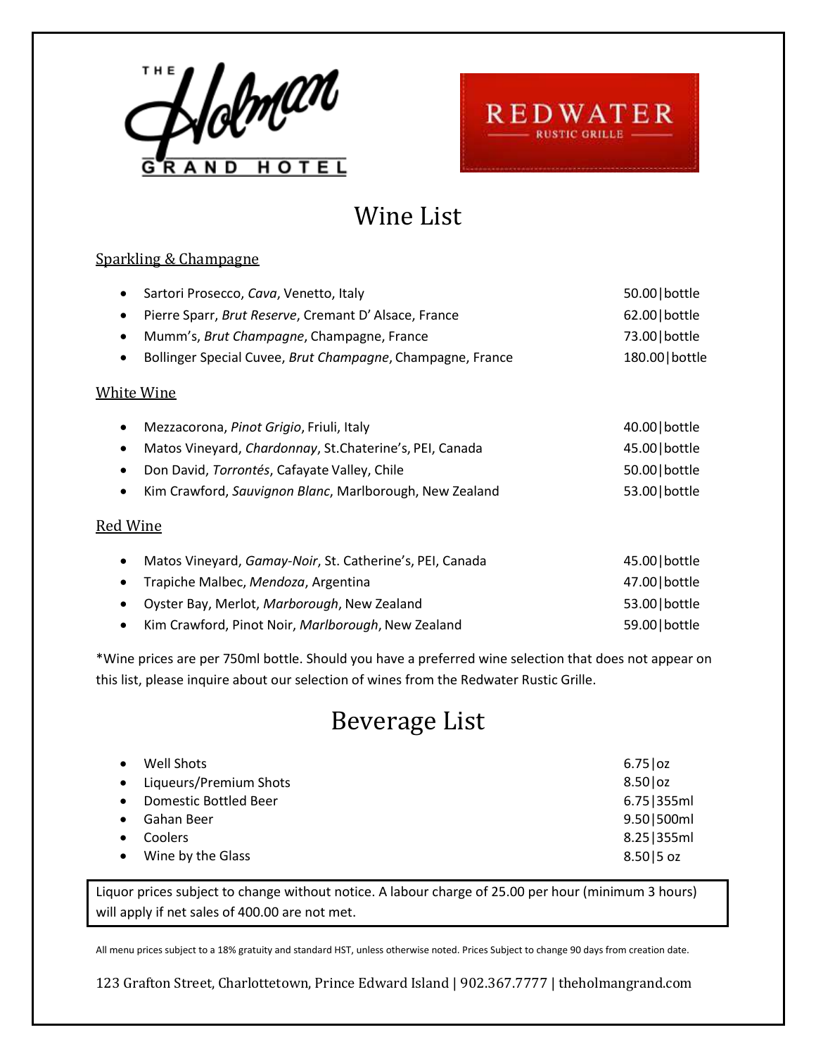THE Holman GRAND HOTEL

REDWATER RUSTIC GRILLE

# Wine List

## Sparkling & Champagne

| Wine | Price |
|---|---|
| Sartori Prosecco, *Cava*, Venetto, Italy | 50.00\|bottle |
| Pierre Sparr, *Brut Reserve*, Cremant D' Alsace, France | 62.00\|bottle |
| Mumm's, *Brut Champagne*, Champagne, France | 73.00\|bottle |
| Bollinger Special Cuvee, *Brut Champagne*, Champagne, France | 180.00\|bottle |

## White Wine

| Wine | Price |
|---|---|
| Mezzacorona, *Pinot Grigio*, Friuli, Italy | 40.00\|bottle |
| Matos Vineyard, *Chardonnay*, St.Chaterine's, PEI, Canada | 45.00\|bottle |
| Don David, *Torrontés*, Cafayate Valley, Chile | 50.00\|bottle |
| Kim Crawford, *Sauvignon Blanc*, Marlborough, New Zealand | 53.00\|bottle |

## Red Wine

| Wine | Price |
|---|---|
| Matos Vineyard, *Gamay-Noir*, St. Catherine's, PEI, Canada | 45.00\|bottle |
| Trapiche Malbec, *Mendoza*, Argentina | 47.00\|bottle |
| Oyster Bay, Merlot, *Marborough*, New Zealand | 53.00\|bottle |
| Kim Crawford, Pinot Noir, *Marlborough*, New Zealand | 59.00\|bottle |

*Wine prices are per 750ml bottle. Should you have a preferred wine selection that does not appear on this list, please inquire about our selection of wines from the Redwater Rustic Grille.

# Beverage List

| Beverage | Price |
|---|---|
| Well Shots | 6.75\|oz |
| Liqueurs/Premium Shots | 8.50\|oz |
| Domestic Bottled Beer | 6.75\|355ml |
| Gahan Beer | 9.50\|500ml |
| Coolers | 8.25\|355ml |
| Wine by the Glass | 8.50\|5 oz |

Liquor prices subject to change without notice. A labour charge of 25.00 per hour (minimum 3 hours) will apply if net sales of 400.00 are not met.

All menu prices subject to a 18% gratuity and standard HST, unless otherwise noted. Prices Subject to change 90 days from creation date.

123 Grafton Street, Charlottetown, Prince Edward Island | 902.367.7777 | theholmangrand.com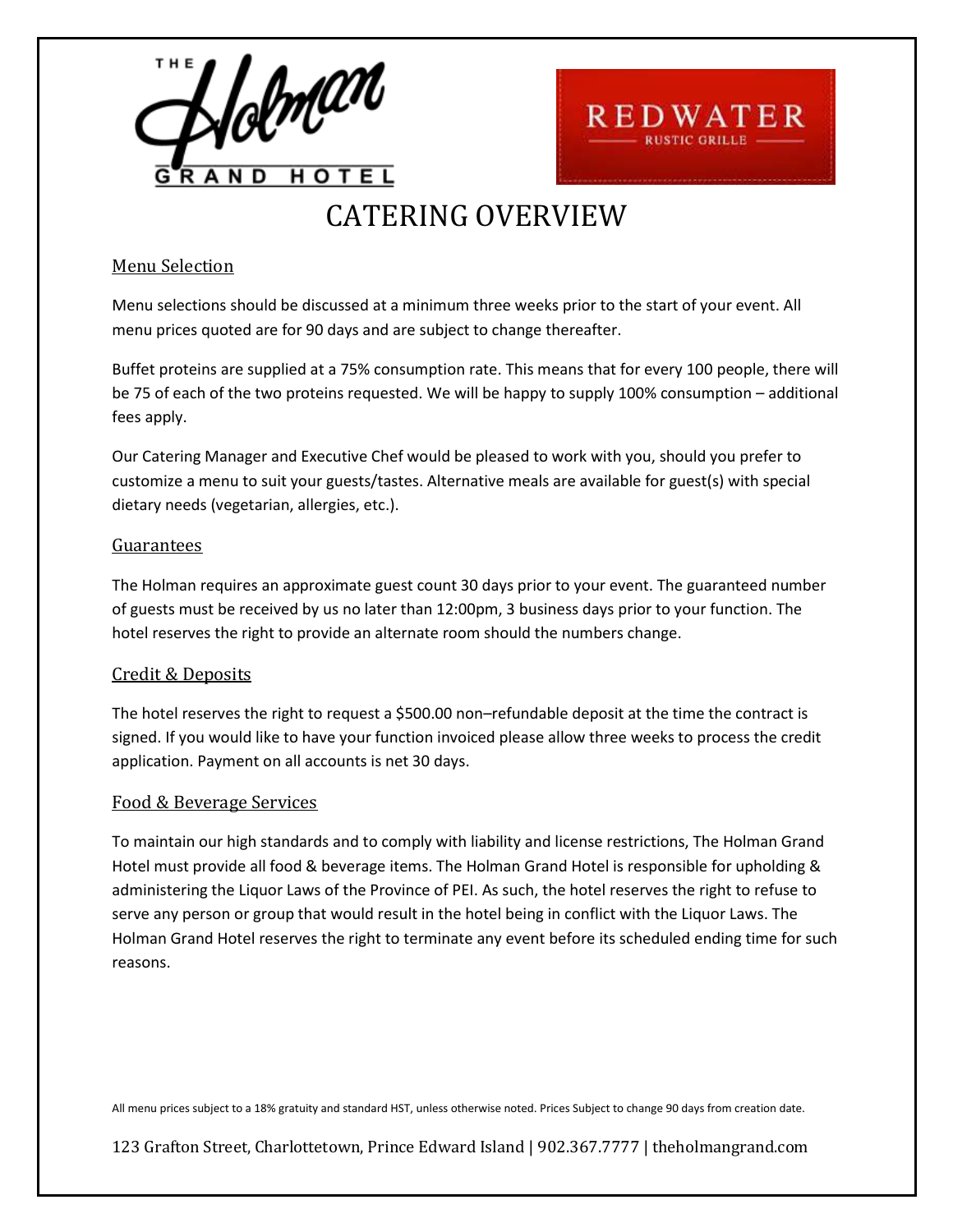# CATERING OVERVIEW

## Menu Selection

Menu selections should be discussed at a minimum three weeks prior to the start of your event. All menu prices quoted are for 90 days and are subject to change thereafter.

Buffet proteins are supplied at a 75% consumption rate. This means that for every 100 people, there will be 75 of each of the two proteins requested. We will be happy to supply 100% consumption – additional fees apply.

Our Catering Manager and Executive Chef would be pleased to work with you, should you prefer to customize a menu to suit your guests/tastes. Alternative meals are available for guest(s) with special dietary needs (vegetarian, allergies, etc.).

## Guarantees

The Holman requires an approximate guest count 30 days prior to your event. The guaranteed number of guests must be received by us no later than 12:00pm, 3 business days prior to your function. The hotel reserves the right to provide an alternate room should the numbers change.

## Credit & Deposits

The hotel reserves the right to request a $500.00 non–refundable deposit at the time the contract is signed. If you would like to have your function invoiced please allow three weeks to process the credit application. Payment on all accounts is net 30 days.

## Food & Beverage Services

To maintain our high standards and to comply with liability and license restrictions, The Holman Grand Hotel must provide all food & beverage items. The Holman Grand Hotel is responsible for upholding & administering the Liquor Laws of the Province of PEI. As such, the hotel reserves the right to refuse to serve any person or group that would result in the hotel being in conflict with the Liquor Laws. The Holman Grand Hotel reserves the right to terminate any event before its scheduled ending time for such reasons.

All menu prices subject to a 18% gratuity and standard HST, unless otherwise noted. Prices Subject to change 90 days from creation date.

123 Grafton Street, Charlottetown, Prince Edward Island | 902.367.7777 | theholmangrand.com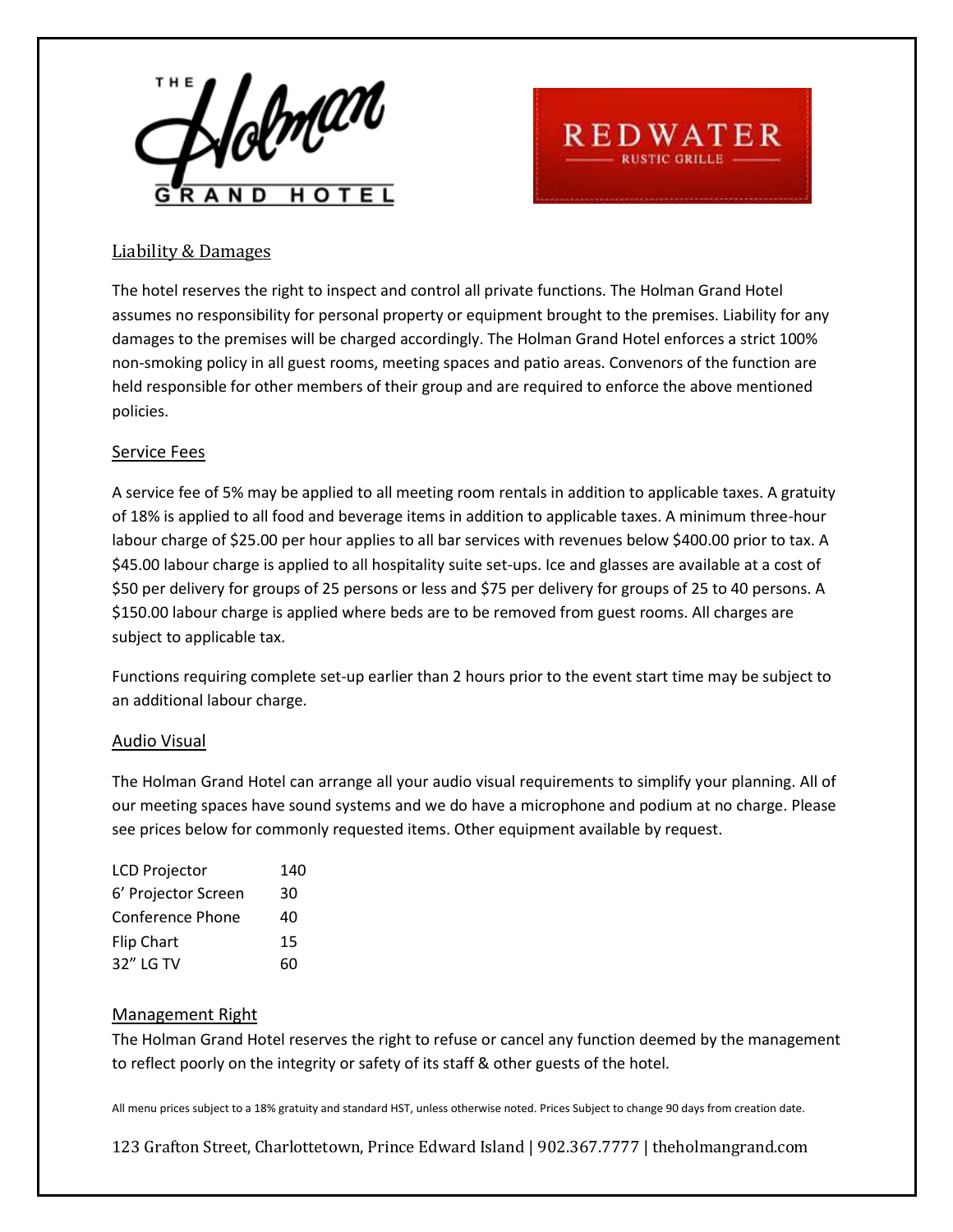THE Holman GRAND HOTEL

REDWATER RUSTIC GRILLE

## Liability & Damages

The hotel reserves the right to inspect and control all private functions. The Holman Grand Hotel assumes no responsibility for personal property or equipment brought to the premises. Liability for any damages to the premises will be charged accordingly. The Holman Grand Hotel enforces a strict 100% non-smoking policy in all guest rooms, meeting spaces and patio areas. Convenors of the function are held responsible for other members of their group and are required to enforce the above mentioned policies.

## Service Fees

A service fee of 5% may be applied to all meeting room rentals in addition to applicable taxes. A gratuity of 18% is applied to all food and beverage items in addition to applicable taxes. A minimum three-hour labour charge of $25.00 per hour applies to all bar services with revenues below $400.00 prior to tax. A $45.00 labour charge is applied to all hospitality suite set-ups. Ice and glasses are available at a cost of $50 per delivery for groups of 25 persons or less and $75 per delivery for groups of 25 to 40 persons. A $150.00 labour charge is applied where beds are to be removed from guest rooms. All charges are subject to applicable tax.

Functions requiring complete set-up earlier than 2 hours prior to the event start time may be subject to an additional labour charge.

## Audio Visual

The Holman Grand Hotel can arrange all your audio visual requirements to simplify your planning. All of our meeting spaces have sound systems and we do have a microphone and podium at no charge. Please see prices below for commonly requested items. Other equipment available by request.

| | |
|---|---|
| LCD Projector | 140 |
| 6' Projector Screen | 30 |
| Conference Phone | 40 |
| Flip Chart | 15 |
| 32" LG TV | 60 |

## Management Right

The Holman Grand Hotel reserves the right to refuse or cancel any function deemed by the management to reflect poorly on the integrity or safety of its staff & other guests of the hotel.

All menu prices subject to a 18% gratuity and standard HST, unless otherwise noted. Prices Subject to change 90 days from creation date.

123 Grafton Street, Charlottetown, Prince Edward Island | 902.367.7777 | theholmangrand.com